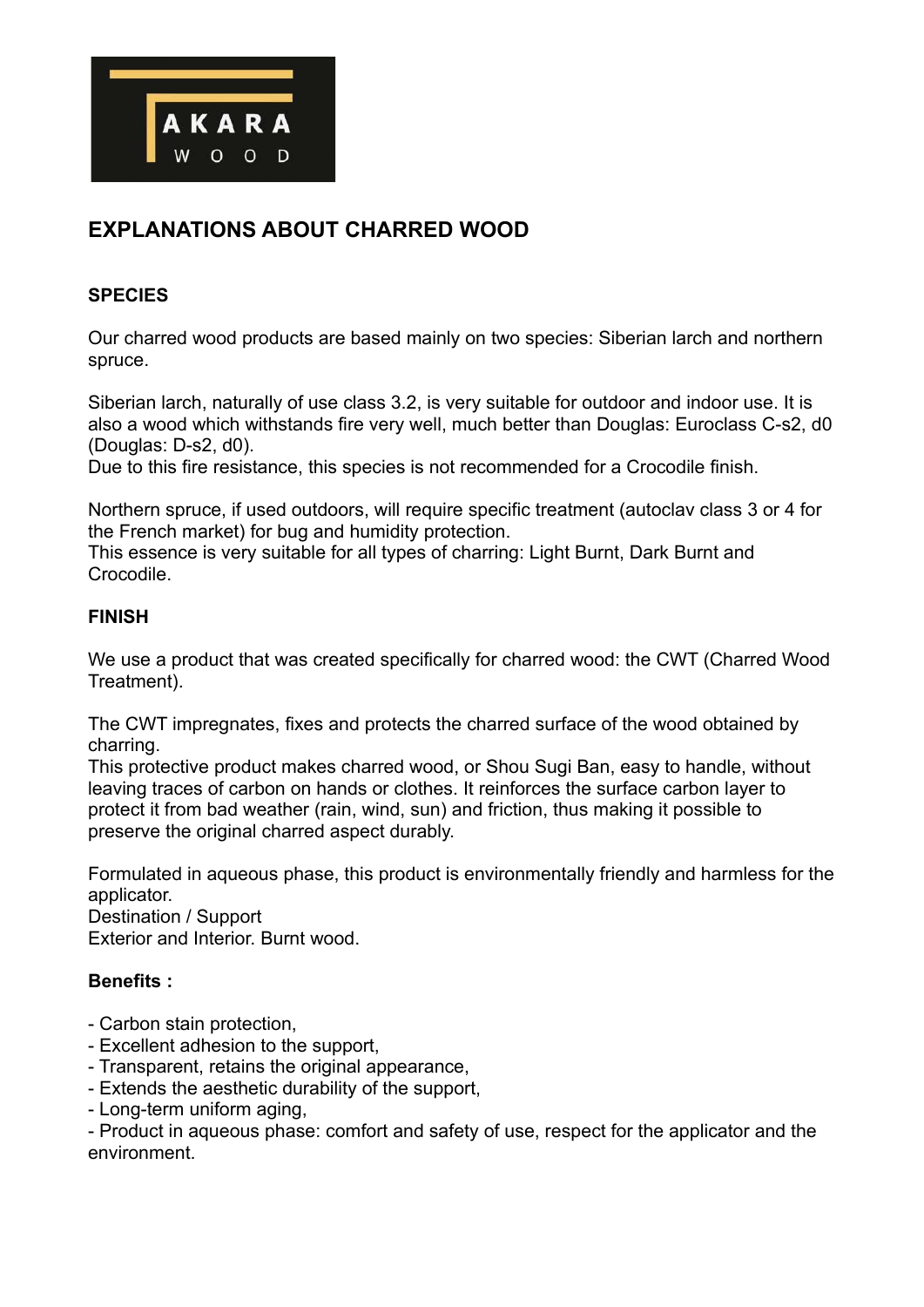AKARA WOOD

# EXPLANATIONS ABOUT CHARRED WOOD

## SPECIES

Our charred wood products are based mainly on two species: Siberian larch and northern spruce.

Siberian larch, naturally of use class 3.2, is very suitable for outdoor and indoor use. It is also a wood which withstands fire very well, much better than Douglas: Euroclass C-s2, d0 (Douglas: D-s2, d0).
Due to this fire resistance, this species is not recommended for a Crocodile finish.

Northern spruce, if used outdoors, will require specific treatment (autoclav class 3 or 4 for the French market) for bug and humidity protection.
This essence is very suitable for all types of charring: Light Burnt, Dark Burnt and Crocodile.

## FINISH

We use a product that was created specifically for charred wood: the CWT (Charred Wood Treatment).

The CWT impregnates, fixes and protects the charred surface of the wood obtained by charring.
This protective product makes charred wood, or Shou Sugi Ban, easy to handle, without leaving traces of carbon on hands or clothes. It reinforces the surface carbon layer to protect it from bad weather (rain, wind, sun) and friction, thus making it possible to preserve the original charred aspect durably.

Formulated in aqueous phase, this product is environmentally friendly and harmless for the applicator.
Destination / Support
Exterior and Interior. Burnt wood.

**Benefits :**

- Carbon stain protection,
- Excellent adhesion to the support,
- Transparent, retains the original appearance,
- Extends the aesthetic durability of the support,
- Long-term uniform aging,
- Product in aqueous phase: comfort and safety of use, respect for the applicator and the environment.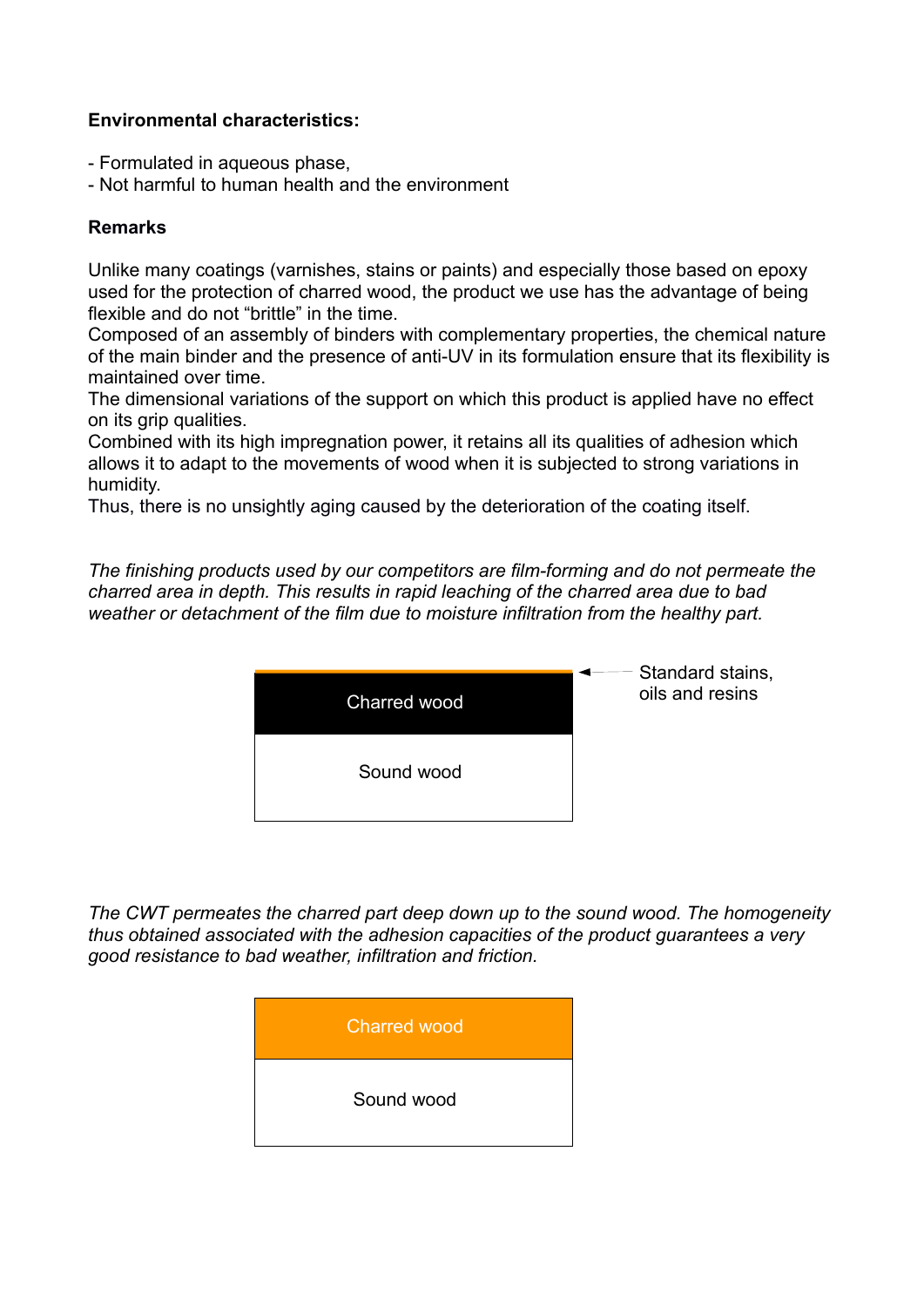**Environmental characteristics:**

- Formulated in aqueous phase,
- Not harmful to human health and the environment

**Remarks**

Unlike many coatings (varnishes, stains or paints) and especially those based on epoxy used for the protection of charred wood, the product we use has the advantage of being flexible and do not "brittle" in the time.
Composed of an assembly of binders with complementary properties, the chemical nature of the main binder and the presence of anti-UV in its formulation ensure that its flexibility is maintained over time.
The dimensional variations of the support on which this product is applied have no effect on its grip qualities.
Combined with its high impregnation power, it retains all its qualities of adhesion which allows it to adapt to the movements of wood when it is subjected to strong variations in humidity.
Thus, there is no unsightly aging caused by the deterioration of the coating itself.

*The finishing products used by our competitors are film-forming and do not permeate the charred area in depth. This results in rapid leaching of the charred area due to bad weather or detachment of the film due to moisture infiltration from the healthy part.*

Charred wood

Sound wood

Standard stains, oils and resins

*The CWT permeates the charred part deep down up to the sound wood. The homogeneity thus obtained associated with the adhesion capacities of the product guarantees a very good resistance to bad weather, infiltration and friction.*

Charred wood

Sound wood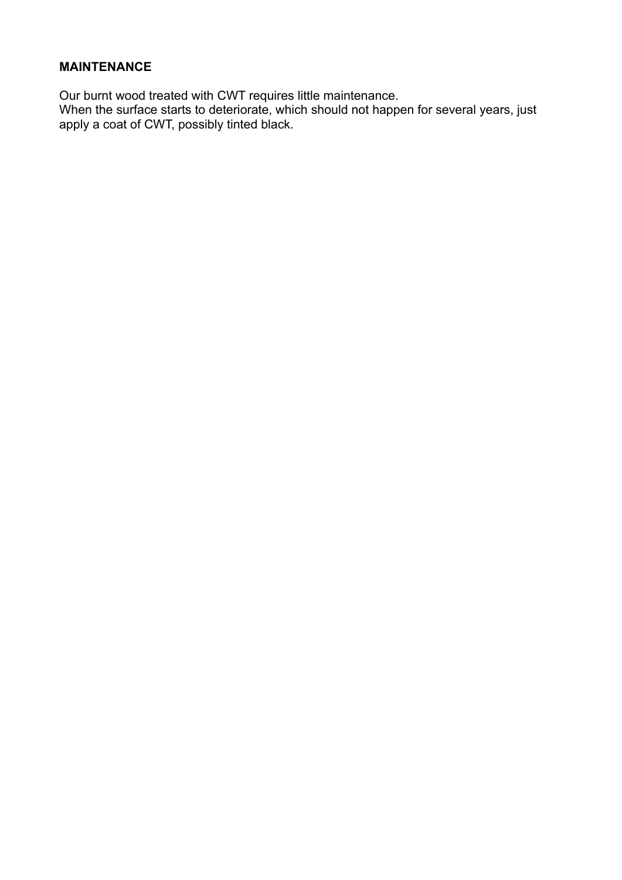**MAINTENANCE**

Our burnt wood treated with CWT requires little maintenance.
When the surface starts to deteriorate, which should not happen for several years, just apply a coat of CWT, possibly tinted black.